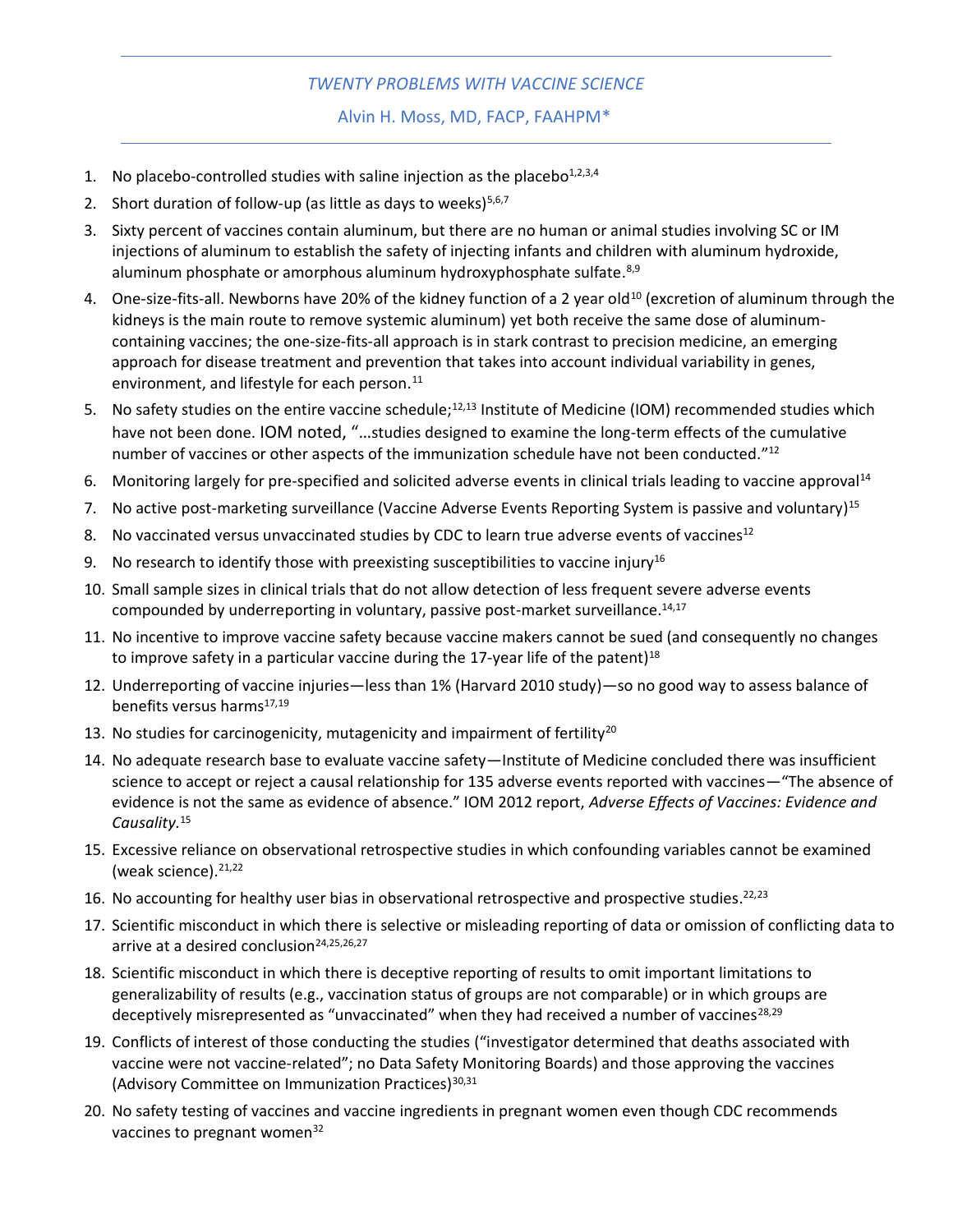*TWENTY PROBLEMS WITH VACCINE SCIENCE*

Alvin H. Moss, MD, FACP, FAAHPM*

1. No placebo-controlled studies with saline injection as the placebo[1,2,3,4]
2. Short duration of follow-up (as little as days to weeks)[5,6,7]
3. Sixty percent of vaccines contain aluminum, but there are no human or animal studies involving SC or IM injections of aluminum to establish the safety of injecting infants and children with aluminum hydroxide, aluminum phosphate or amorphous aluminum hydroxyphosphate sulfate.[8,9]
4. One-size-fits-all. Newborns have 20% of the kidney function of a 2 year old[10] (excretion of aluminum through the kidneys is the main route to remove systemic aluminum) yet both receive the same dose of aluminum-containing vaccines; the one-size-fits-all approach is in stark contrast to precision medicine, an emerging approach for disease treatment and prevention that takes into account individual variability in genes, environment, and lifestyle for each person.[11]
5. No safety studies on the entire vaccine schedule;[12,13] Institute of Medicine (IOM) recommended studies which have not been done. IOM noted, "…studies designed to examine the long-term effects of the cumulative number of vaccines or other aspects of the immunization schedule have not been conducted."[12]
6. Monitoring largely for pre-specified and solicited adverse events in clinical trials leading to vaccine approval[14]
7. No active post-marketing surveillance (Vaccine Adverse Events Reporting System is passive and voluntary)[15]
8. No vaccinated versus unvaccinated studies by CDC to learn true adverse events of vaccines[12]
9. No research to identify those with preexisting susceptibilities to vaccine injury[16]
10. Small sample sizes in clinical trials that do not allow detection of less frequent severe adverse events compounded by underreporting in voluntary, passive post-market surveillance.[14,17]
11. No incentive to improve vaccine safety because vaccine makers cannot be sued (and consequently no changes to improve safety in a particular vaccine during the 17-year life of the patent)[18]
12. Underreporting of vaccine injuries—less than 1% (Harvard 2010 study)—so no good way to assess balance of benefits versus harms[17,19]
13. No studies for carcinogenicity, mutagenicity and impairment of fertility[20]
14. No adequate research base to evaluate vaccine safety—Institute of Medicine concluded there was insufficient science to accept or reject a causal relationship for 135 adverse events reported with vaccines—"The absence of evidence is not the same as evidence of absence." IOM 2012 report, *Adverse Effects of Vaccines: Evidence and Causality.*[15]
15. Excessive reliance on observational retrospective studies in which confounding variables cannot be examined (weak science).[21,22]
16. No accounting for healthy user bias in observational retrospective and prospective studies.[22,23]
17. Scientific misconduct in which there is selective or misleading reporting of data or omission of conflicting data to arrive at a desired conclusion[24,25,26,27]
18. Scientific misconduct in which there is deceptive reporting of results to omit important limitations to generalizability of results (e.g., vaccination status of groups are not comparable) or in which groups are deceptively misrepresented as "unvaccinated" when they had received a number of vaccines[28,29]
19. Conflicts of interest of those conducting the studies ("investigator determined that deaths associated with vaccine were not vaccine-related"; no Data Safety Monitoring Boards) and those approving the vaccines (Advisory Committee on Immunization Practices)[30,31]
20. No safety testing of vaccines and vaccine ingredients in pregnant women even though CDC recommends vaccines to pregnant women[32]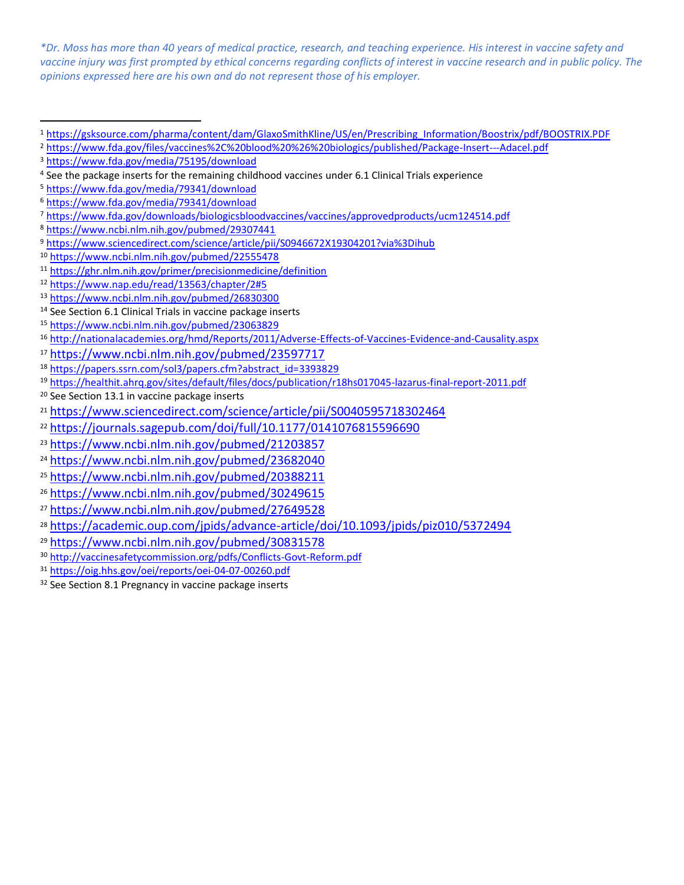*\*Dr. Moss has more than 40 years of medical practice, research, and teaching experience. His interest in vaccine safety and vaccine injury was first prompted by ethical concerns regarding conflicts of interest in vaccine research and in public policy. The opinions expressed here are his own and do not represent those of his employer.*

---

[1] https://gsksource.com/pharma/content/dam/GlaxoSmithKline/US/en/Prescribing_Information/Boostrix/pdf/BOOSTRIX.PDF
[2] https://www.fda.gov/files/vaccines%2C%20blood%20%26%20biologics/published/Package-Insert---Adacel.pdf
[3] https://www.fda.gov/media/75195/download
[4] See the package inserts for the remaining childhood vaccines under 6.1 Clinical Trials experience
[5] https://www.fda.gov/media/79341/download
[6] https://www.fda.gov/media/79341/download
[7] https://www.fda.gov/downloads/biologicsbloodvaccines/vaccines/approvedproducts/ucm124514.pdf
[8] https://www.ncbi.nlm.nih.gov/pubmed/29307441
[9] https://www.sciencedirect.com/science/article/pii/S0946672X19304201?via%3Dihub
[10] https://www.ncbi.nlm.nih.gov/pubmed/22555478
[11] https://ghr.nlm.nih.gov/primer/precisionmedicine/definition
[12] https://www.nap.edu/read/13563/chapter/2#5
[13] https://www.ncbi.nlm.nih.gov/pubmed/26830300
[14] See Section 6.1 Clinical Trials in vaccine package inserts
[15] https://www.ncbi.nlm.nih.gov/pubmed/23063829
[16] http://nationalacademies.org/hmd/Reports/2011/Adverse-Effects-of-Vaccines-Evidence-and-Causality.aspx
[17] https://www.ncbi.nlm.nih.gov/pubmed/23597717
[18] https://papers.ssrn.com/sol3/papers.cfm?abstract_id=3393829
[19] https://healthit.ahrq.gov/sites/default/files/docs/publication/r18hs017045-lazarus-final-report-2011.pdf
[20] See Section 13.1 in vaccine package inserts
[21] https://www.sciencedirect.com/science/article/pii/S0040595718302464
[22] https://journals.sagepub.com/doi/full/10.1177/0141076815596690
[23] https://www.ncbi.nlm.nih.gov/pubmed/21203857
[24] https://www.ncbi.nlm.nih.gov/pubmed/23682040
[25] https://www.ncbi.nlm.nih.gov/pubmed/20388211
[26] https://www.ncbi.nlm.nih.gov/pubmed/30249615
[27] https://www.ncbi.nlm.nih.gov/pubmed/27649528
[28] https://academic.oup.com/jpids/advance-article/doi/10.1093/jpids/piz010/5372494
[29] https://www.ncbi.nlm.nih.gov/pubmed/30831578
[30] http://vaccinesafetycommission.org/pdfs/Conflicts-Govt-Reform.pdf
[31] https://oig.hhs.gov/oei/reports/oei-04-07-00260.pdf
[32] See Section 8.1 Pregnancy in vaccine package inserts